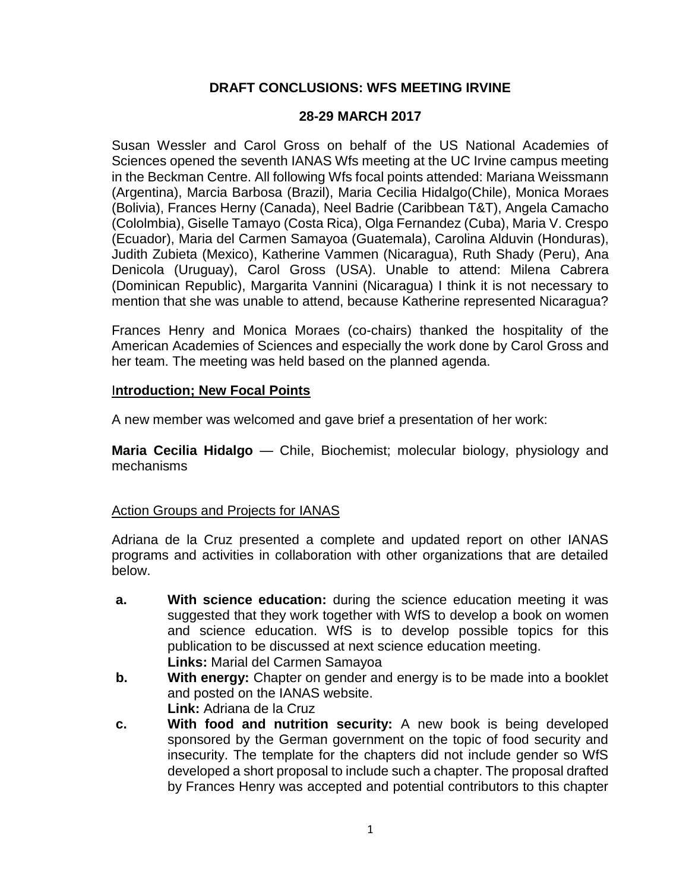**DRAFT CONCLUSIONS: WFS MEETING IRVINE**

**28-29 MARCH 2017**

Susan Wessler and Carol Gross on behalf of the US National Academies of Sciences opened the seventh IANAS Wfs meeting at the UC Irvine campus meeting in the Beckman Centre. All following Wfs focal points attended: Mariana Weissmann (Argentina), Marcia Barbosa (Brazil), Maria Cecilia Hidalgo(Chile), Monica Moraes (Bolivia), Frances Herny (Canada), Neel Badrie (Caribbean T&T), Angela Camacho (Cololmbia), Giselle Tamayo (Costa Rica), Olga Fernandez (Cuba), Maria V. Crespo (Ecuador), Maria del Carmen Samayoa (Guatemala), Carolina Alduvin (Honduras), Judith Zubieta (Mexico), Katherine Vammen (Nicaragua), Ruth Shady (Peru), Ana Denicola (Uruguay), Carol Gross (USA). Unable to attend: Milena Cabrera (Dominican Republic), Margarita Vannini (Nicaragua) I think it is not necessary to mention that she was unable to attend, because Katherine represented Nicaragua?

Frances Henry and Monica Moraes (co-chairs) thanked the hospitality of the American Academies of Sciences and especially the work done by Carol Gross and her team. The meeting was held based on the planned agenda.

**Introduction; New Focal Points**

A new member was welcomed and gave brief a presentation of her work:

**Maria Cecilia Hidalgo** — Chile, Biochemist; molecular biology, physiology and mechanisms

Action Groups and Projects for IANAS

Adriana de la Cruz presented a complete and updated report on other IANAS programs and activities in collaboration with other organizations that are detailed below.

**a.** **With science education:** during the science education meeting it was suggested that they work together with WfS to develop a book on women and science education. WfS is to develop possible topics for this publication to be discussed at next science education meeting.
**Links:** Marial del Carmen Samayoa

**b.** **With energy:** Chapter on gender and energy is to be made into a booklet and posted on the IANAS website.
**Link:** Adriana de la Cruz

**c.** **With food and nutrition security:** A new book is being developed sponsored by the German government on the topic of food security and insecurity. The template for the chapters did not include gender so WfS developed a short proposal to include such a chapter. The proposal drafted by Frances Henry was accepted and potential contributors to this chapter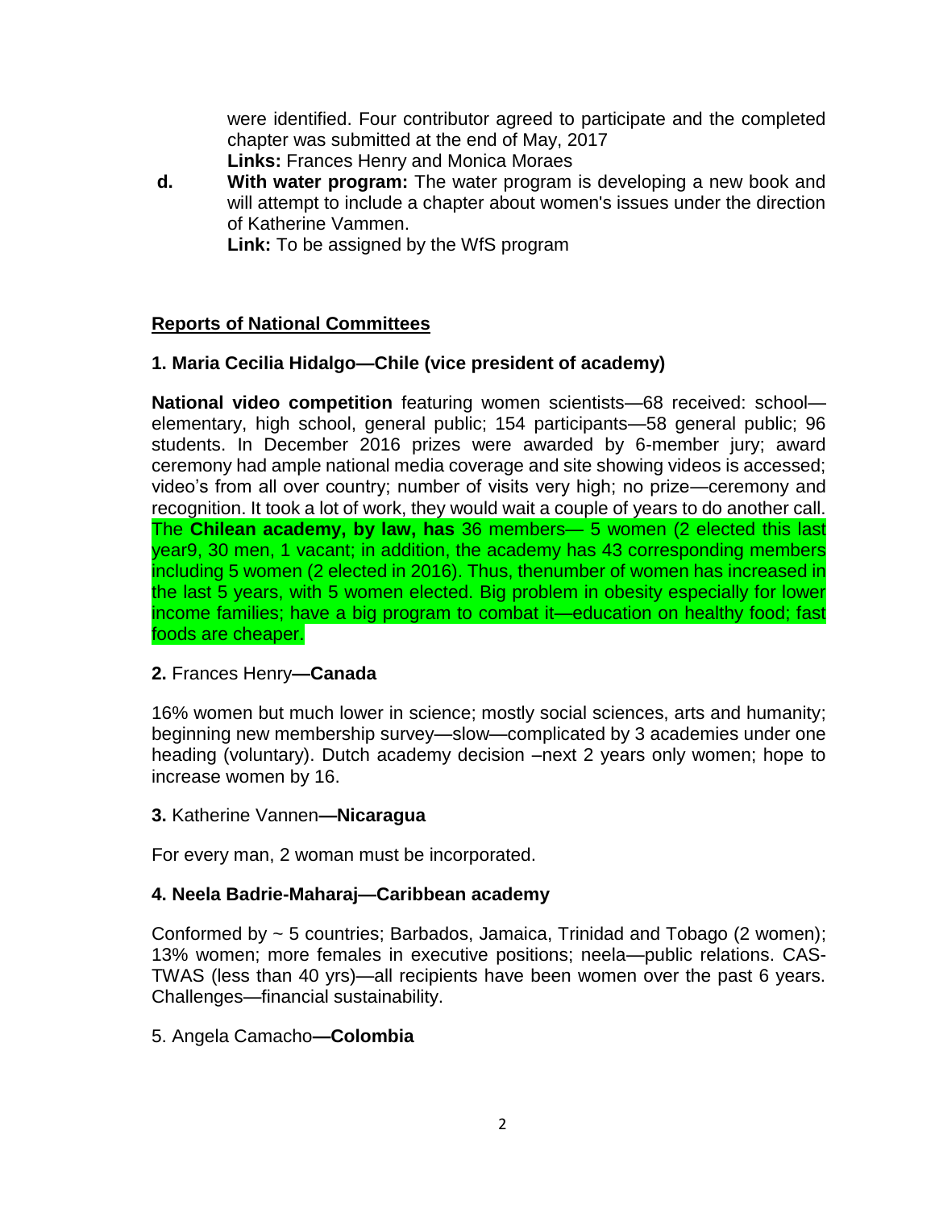were identified. Four contributor agreed to participate and the completed chapter was submitted at the end of May, 2017

**Links:** Frances Henry and Monica Moraes

**d.** **With water program:** The water program is developing a new book and will attempt to include a chapter about women's issues under the direction of Katherine Vammen.

**Link:** To be assigned by the WfS program

## Reports of National Committees

### 1. Maria Cecilia Hidalgo—Chile (vice president of academy)

**National video competition** featuring women scientists—68 received: school—elementary, high school, general public; 154 participants—58 general public; 96 students. In December 2016 prizes were awarded by 6-member jury; award ceremony had ample national media coverage and site showing videos is accessed; video's from all over country; number of visits very high; no prize—ceremony and recognition. It took a lot of work, they would wait a couple of years to do another call. The **Chilean academy, by law, has** 36 members— 5 women (2 elected this last year9, 30 men, 1 vacant; in addition, the academy has 43 corresponding members including 5 women (2 elected in 2016). Thus, thenumber of women has increased in the last 5 years, with 5 women elected. Big problem in obesity especially for lower income families; have a big program to combat it—education on healthy food; fast foods are cheaper.

### 2. Frances Henry—Canada

16% women but much lower in science; mostly social sciences, arts and humanity; beginning new membership survey—slow—complicated by 3 academies under one heading (voluntary). Dutch academy decision –next 2 years only women; hope to increase women by 16.

### 3. Katherine Vannen—Nicaragua

For every man, 2 woman must be incorporated.

### 4. Neela Badrie-Maharaj—Caribbean academy

Conformed by ~ 5 countries; Barbados, Jamaica, Trinidad and Tobago (2 women); 13% women; more females in executive positions; neela—public relations. CAS-TWAS (less than 40 yrs)—all recipients have been women over the past 6 years. Challenges—financial sustainability.

### 5. Angela Camacho—Colombia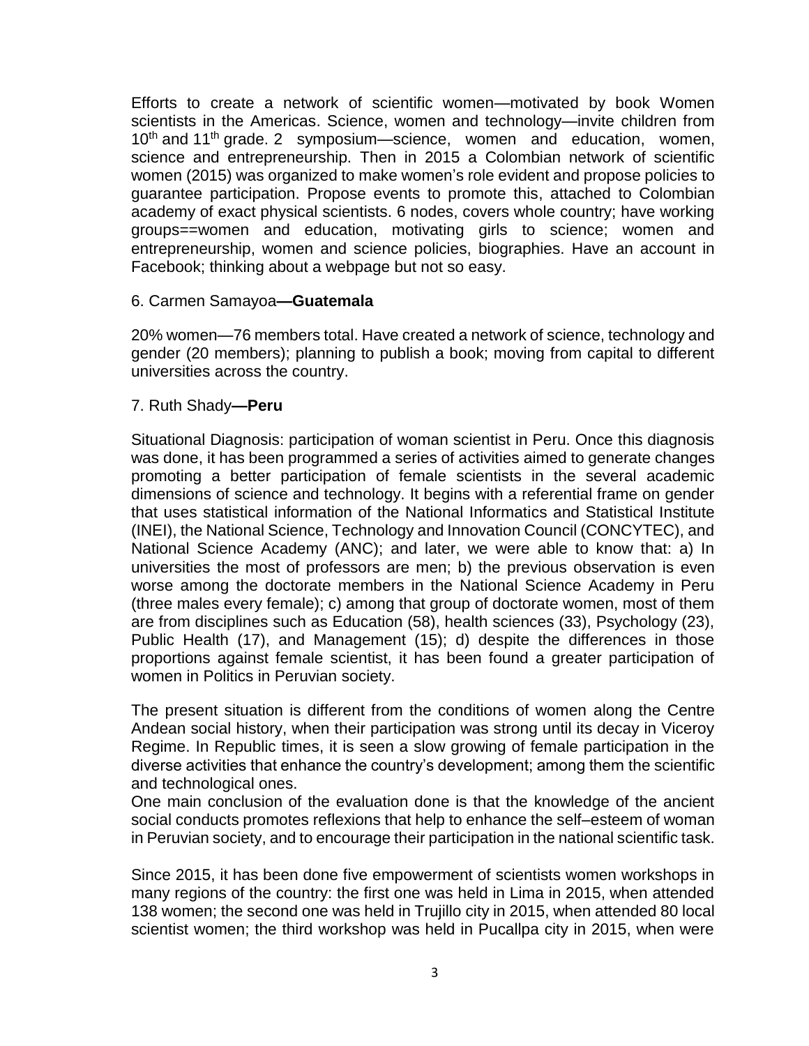Efforts to create a network of scientific women—motivated by book Women scientists in the Americas. Science, women and technology—invite children from 10th and 11th grade. 2 symposium—science, women and education, women, science and entrepreneurship. Then in 2015 a Colombian network of scientific women (2015) was organized to make women's role evident and propose policies to guarantee participation. Propose events to promote this, attached to Colombian academy of exact physical scientists. 6 nodes, covers whole country; have working groups==women and education, motivating girls to science; women and entrepreneurship, women and science policies, biographies. Have an account in Facebook; thinking about a webpage but not so easy.

6. Carmen Samayoa**—Guatemala**

20% women—76 members total. Have created a network of science, technology and gender (20 members); planning to publish a book; moving from capital to different universities across the country.

7. Ruth Shady**—Peru**

Situational Diagnosis: participation of woman scientist in Peru. Once this diagnosis was done, it has been programmed a series of activities aimed to generate changes promoting a better participation of female scientists in the several academic dimensions of science and technology. It begins with a referential frame on gender that uses statistical information of the National Informatics and Statistical Institute (INEI), the National Science, Technology and Innovation Council (CONCYTEC), and National Science Academy (ANC); and later, we were able to know that: a) In universities the most of professors are men; b) the previous observation is even worse among the doctorate members in the National Science Academy in Peru (three males every female); c) among that group of doctorate women, most of them are from disciplines such as Education (58), health sciences (33), Psychology (23), Public Health (17), and Management (15); d) despite the differences in those proportions against female scientist, it has been found a greater participation of women in Politics in Peruvian society.

The present situation is different from the conditions of women along the Centre Andean social history, when their participation was strong until its decay in Viceroy Regime. In Republic times, it is seen a slow growing of female participation in the diverse activities that enhance the country's development; among them the scientific and technological ones.
One main conclusion of the evaluation done is that the knowledge of the ancient social conducts promotes reflexions that help to enhance the self–esteem of woman in Peruvian society, and to encourage their participation in the national scientific task.

Since 2015, it has been done five empowerment of scientists women workshops in many regions of the country: the first one was held in Lima in 2015, when attended 138 women; the second one was held in Trujillo city in 2015, when attended 80 local scientist women; the third workshop was held in Pucallpa city in 2015, when were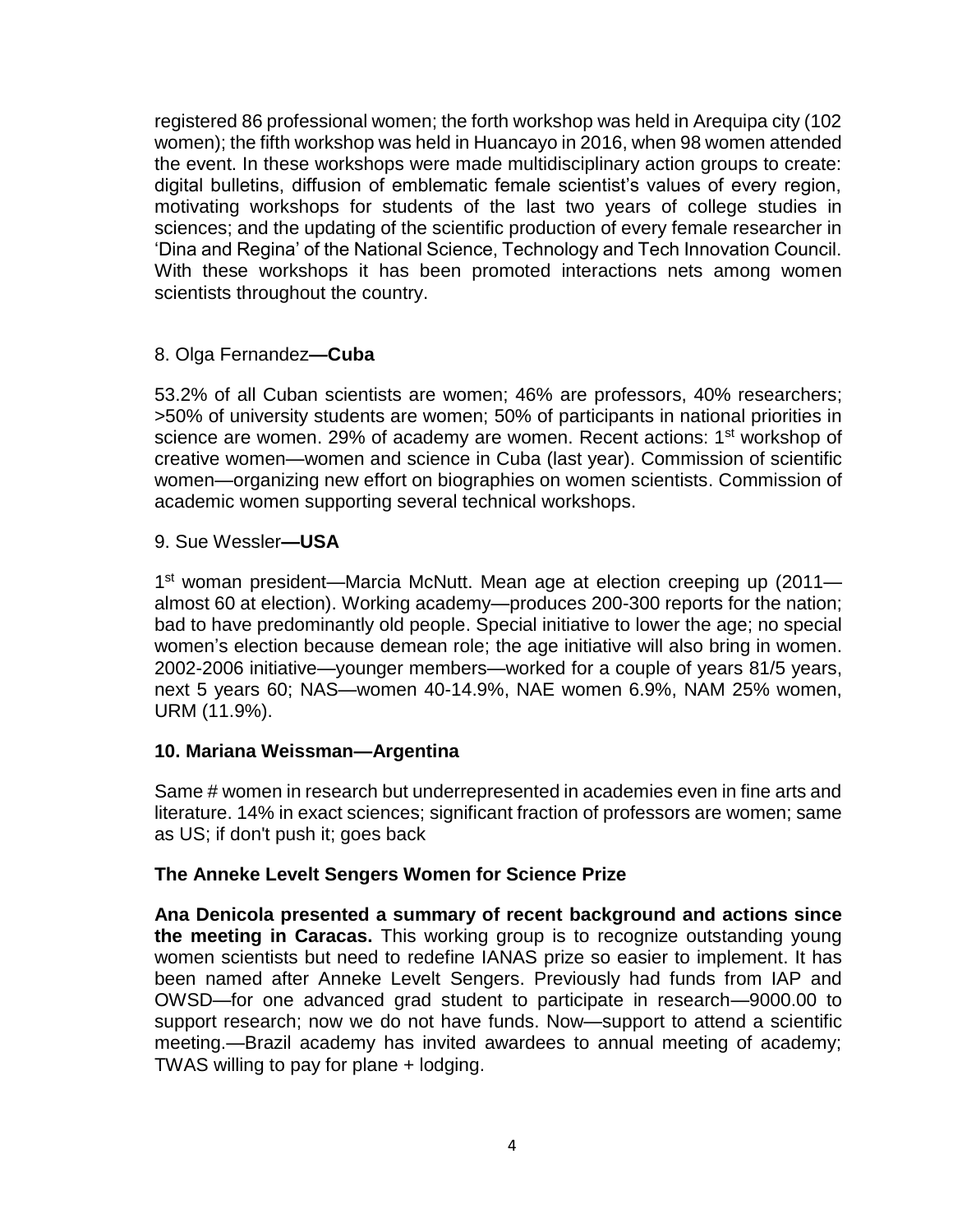registered 86 professional women; the forth workshop was held in Arequipa city (102 women); the fifth workshop was held in Huancayo in 2016, when 98 women attended the event. In these workshops were made multidisciplinary action groups to create: digital bulletins, diffusion of emblematic female scientist's values of every region, motivating workshops for students of the last two years of college studies in sciences; and the updating of the scientific production of every female researcher in 'Dina and Regina' of the National Science, Technology and Tech Innovation Council. With these workshops it has been promoted interactions nets among women scientists throughout the country.

8. Olga Fernandez**—Cuba**

53.2% of all Cuban scientists are women; 46% are professors, 40% researchers; >50% of university students are women; 50% of participants in national priorities in science are women. 29% of academy are women. Recent actions: 1st workshop of creative women—women and science in Cuba (last year). Commission of scientific women—organizing new effort on biographies on women scientists. Commission of academic women supporting several technical workshops.

9. Sue Wessler**—USA**

1st woman president—Marcia McNutt. Mean age at election creeping up (2011—almost 60 at election). Working academy—produces 200-300 reports for the nation; bad to have predominantly old people. Special initiative to lower the age; no special women's election because demean role; the age initiative will also bring in women. 2002-2006 initiative—younger members—worked for a couple of years 81/5 years, next 5 years 60; NAS—women 40-14.9%, NAE women 6.9%, NAM 25% women, URM (11.9%).

**10. Mariana Weissman—Argentina**

Same # women in research but underrepresented in academies even in fine arts and literature. 14% in exact sciences; significant fraction of professors are women; same as US; if don't push it; goes back

**The Anneke Levelt Sengers Women for Science Prize**

**Ana Denicola presented a summary of recent background and actions since the meeting in Caracas.** This working group is to recognize outstanding young women scientists but need to redefine IANAS prize so easier to implement. It has been named after Anneke Levelt Sengers. Previously had funds from IAP and OWSD—for one advanced grad student to participate in research—9000.00 to support research; now we do not have funds. Now—support to attend a scientific meeting.—Brazil academy has invited awardees to annual meeting of academy; TWAS willing to pay for plane + lodging.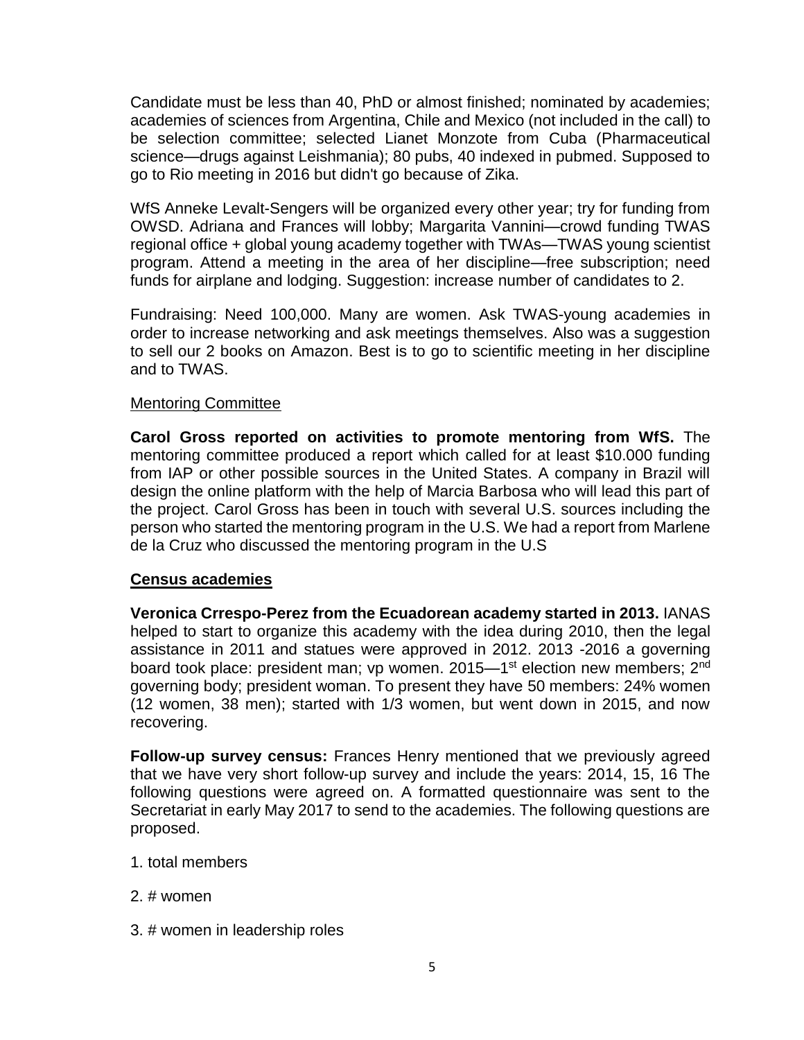Candidate must be less than 40, PhD or almost finished; nominated by academies; academies of sciences from Argentina, Chile and Mexico (not included in the call) to be selection committee; selected Lianet Monzote from Cuba (Pharmaceutical science—drugs against Leishmania); 80 pubs, 40 indexed in pubmed. Supposed to go to Rio meeting in 2016 but didn't go because of Zika.

WfS Anneke Levalt-Sengers will be organized every other year; try for funding from OWSD. Adriana and Frances will lobby; Margarita Vannini—crowd funding TWAS regional office + global young academy together with TWAs—TWAS young scientist program. Attend a meeting in the area of her discipline—free subscription; need funds for airplane and lodging. Suggestion: increase number of candidates to 2.

Fundraising: Need 100,000. Many are women. Ask TWAS-young academies in order to increase networking and ask meetings themselves. Also was a suggestion to sell our 2 books on Amazon. Best is to go to scientific meeting in her discipline and to TWAS.

Mentoring Committee

**Carol Gross reported on activities to promote mentoring from WfS.** The mentoring committee produced a report which called for at least \$10.000 funding from IAP or other possible sources in the United States. A company in Brazil will design the online platform with the help of Marcia Barbosa who will lead this part of the project. Carol Gross has been in touch with several U.S. sources including the person who started the mentoring program in the U.S. We had a report from Marlene de la Cruz who discussed the mentoring program in the U.S

**Census academies**

**Veronica Crrespo-Perez from the Ecuadorean academy started in 2013.** IANAS helped to start to organize this academy with the idea during 2010, then the legal assistance in 2011 and statues were approved in 2012. 2013 -2016 a governing board took place: president man; vp women. 2015—1st election new members; 2nd governing body; president woman. To present they have 50 members: 24% women (12 women, 38 men); started with 1/3 women, but went down in 2015, and now recovering.

**Follow-up survey census:** Frances Henry mentioned that we previously agreed that we have very short follow-up survey and include the years: 2014, 15, 16 The following questions were agreed on. A formatted questionnaire was sent to the Secretariat in early May 2017 to send to the academies. The following questions are proposed.

1. total members

2. # women

3. # women in leadership roles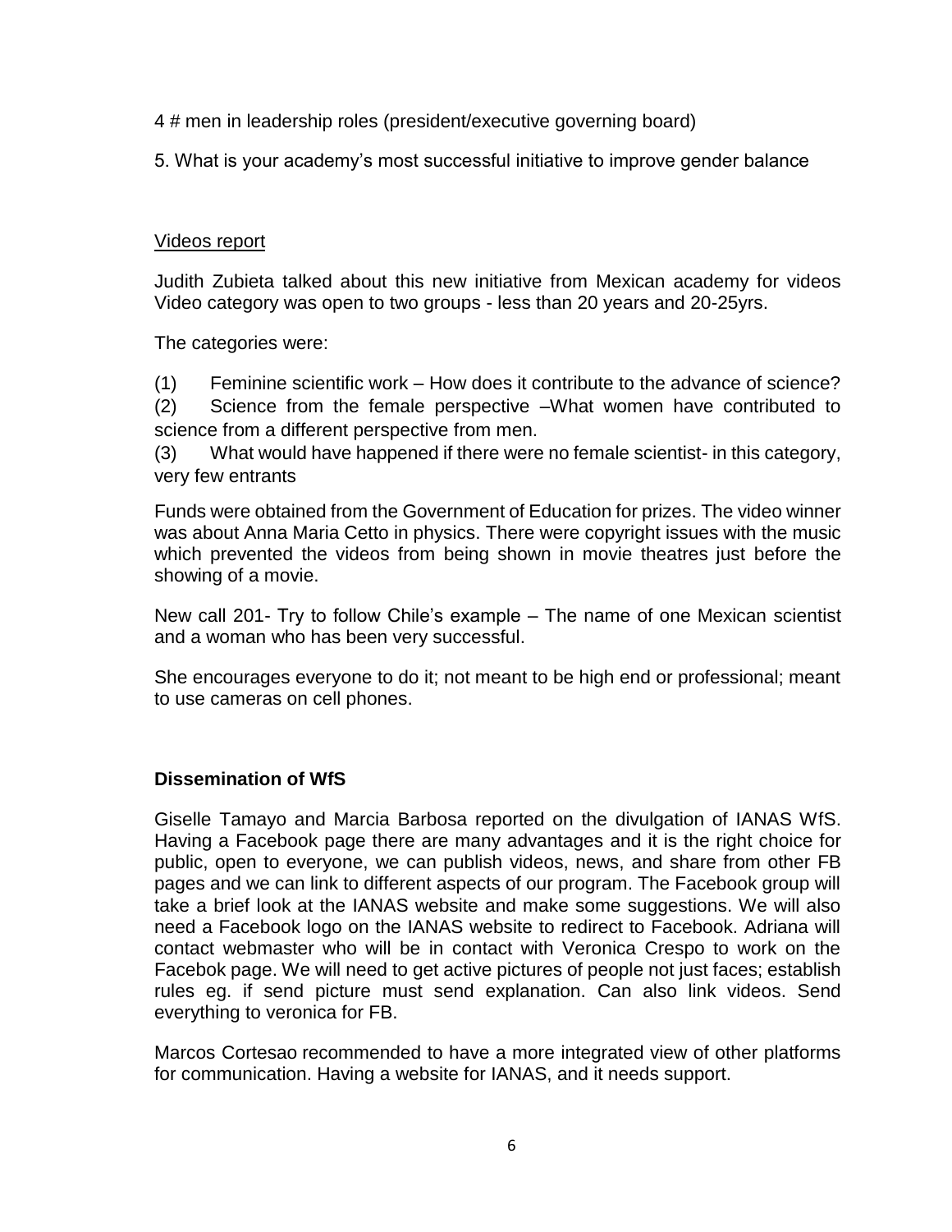4 # men in leadership roles (president/executive governing board)

5. What is your academy's most successful initiative to improve gender balance

Videos report

Judith Zubieta talked about this new initiative from Mexican academy for videos Video category was open to two groups - less than 20 years and 20-25yrs.

The categories were:

(1) Feminine scientific work – How does it contribute to the advance of science?
(2) Science from the female perspective –What women have contributed to science from a different perspective from men.
(3) What would have happened if there were no female scientist- in this category, very few entrants

Funds were obtained from the Government of Education for prizes. The video winner was about Anna Maria Cetto in physics. There were copyright issues with the music which prevented the videos from being shown in movie theatres just before the showing of a movie.

New call 201- Try to follow Chile's example – The name of one Mexican scientist and a woman who has been very successful.

She encourages everyone to do it; not meant to be high end or professional; meant to use cameras on cell phones.

**Dissemination of WfS**

Giselle Tamayo and Marcia Barbosa reported on the divulgation of IANAS WfS. Having a Facebook page there are many advantages and it is the right choice for public, open to everyone, we can publish videos, news, and share from other FB pages and we can link to different aspects of our program. The Facebook group will take a brief look at the IANAS website and make some suggestions. We will also need a Facebook logo on the IANAS website to redirect to Facebook. Adriana will contact webmaster who will be in contact with Veronica Crespo to work on the Facebok page. We will need to get active pictures of people not just faces; establish rules eg. if send picture must send explanation. Can also link videos. Send everything to veronica for FB.

Marcos Cortesao recommended to have a more integrated view of other platforms for communication. Having a website for IANAS, and it needs support.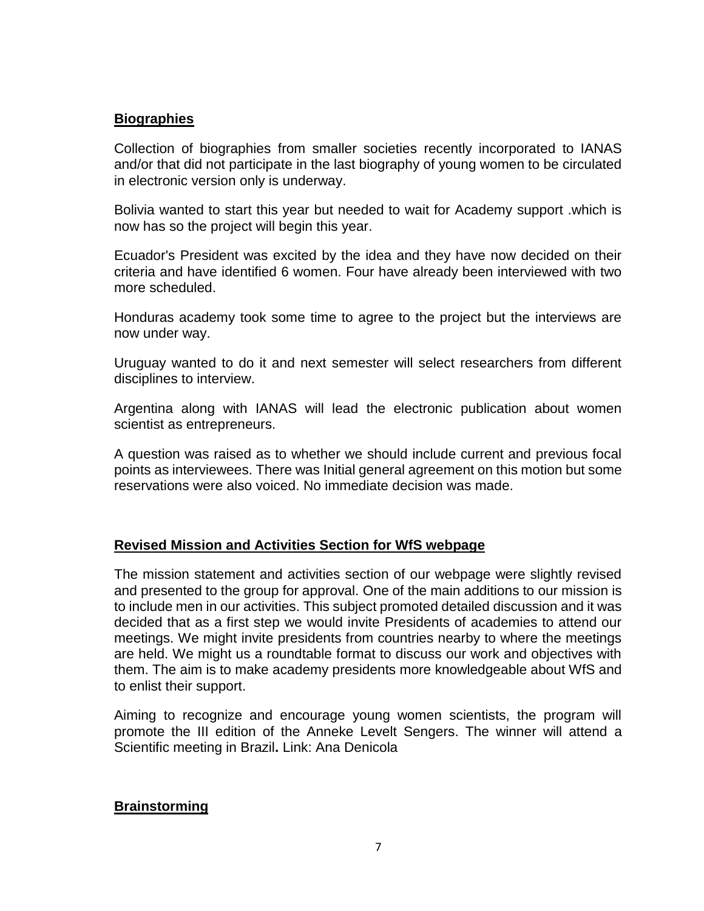**Biographies**

Collection of biographies from smaller societies recently incorporated to IANAS and/or that did not participate in the last biography of young women to be circulated in electronic version only is underway.

Bolivia wanted to start this year but needed to wait for Academy support .which is now has so the project will begin this year.

Ecuador's President was excited by the idea and they have now decided on their criteria and have identified 6 women. Four have already been interviewed with two more scheduled.

Honduras academy took some time to agree to the project but the interviews are now under way.

Uruguay wanted to do it and next semester will select researchers from different disciplines to interview.

Argentina along with IANAS will lead the electronic publication about women scientist as entrepreneurs.

A question was raised as to whether we should include current and previous focal points as interviewees. There was Initial general agreement on this motion but some reservations were also voiced. No immediate decision was made.

**Revised Mission and Activities Section for WfS webpage**

The mission statement and activities section of our webpage were slightly revised and presented to the group for approval. One of the main additions to our mission is to include men in our activities. This subject promoted detailed discussion and it was decided that as a first step we would invite Presidents of academies to attend our meetings. We might invite presidents from countries nearby to where the meetings are held. We might us a roundtable format to discuss our work and objectives with them. The aim is to make academy presidents more knowledgeable about WfS and to enlist their support.

Aiming to recognize and encourage young women scientists, the program will promote the III edition of the Anneke Levelt Sengers. The winner will attend a Scientific meeting in Brazil**.** Link: Ana Denicola

**Brainstorming**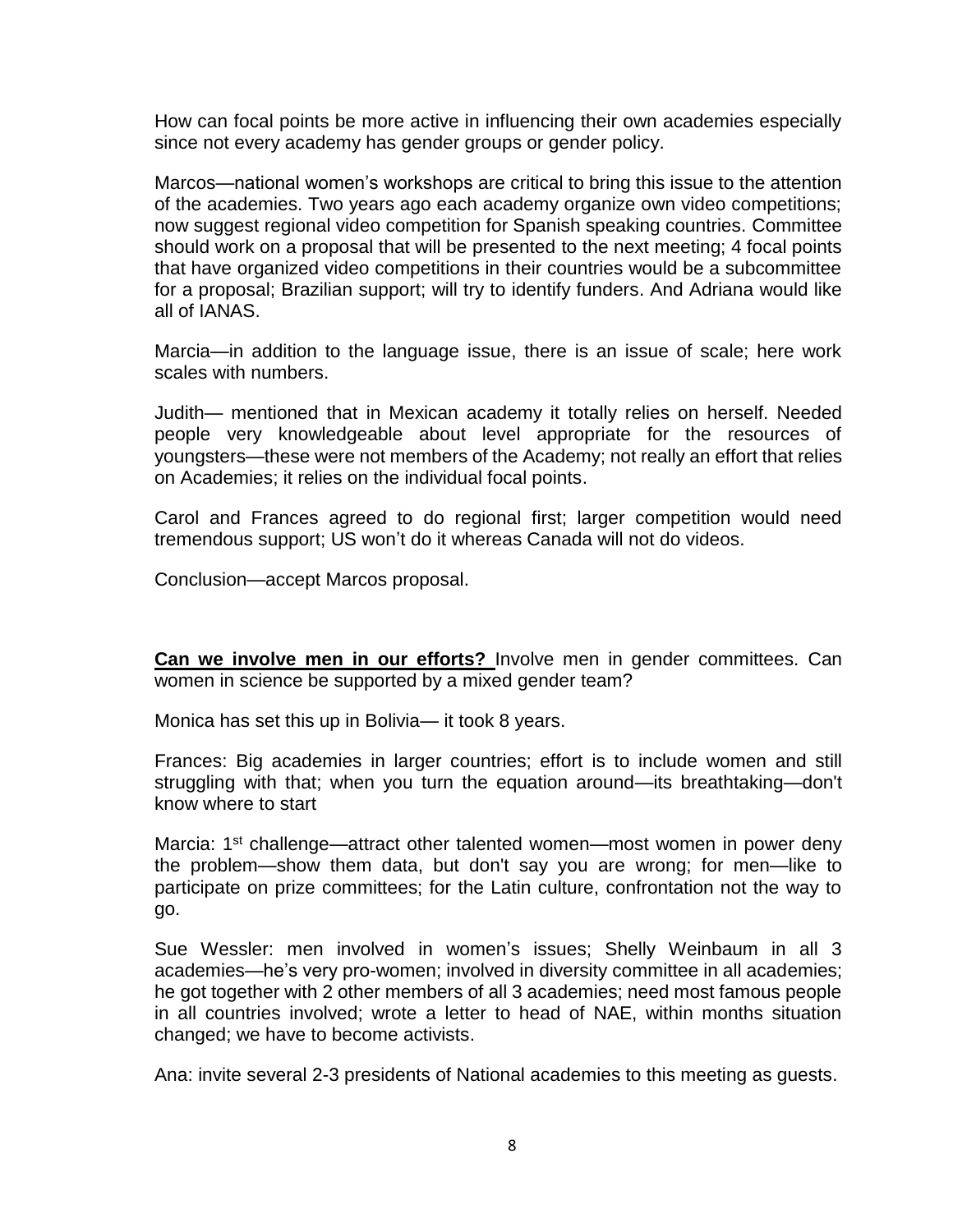How can focal points be more active in influencing their own academies especially since not every academy has gender groups or gender policy.

Marcos—national women's workshops are critical to bring this issue to the attention of the academies. Two years ago each academy organize own video competitions; now suggest regional video competition for Spanish speaking countries. Committee should work on a proposal that will be presented to the next meeting; 4 focal points that have organized video competitions in their countries would be a subcommittee for a proposal; Brazilian support; will try to identify funders. And Adriana would like all of IANAS.

Marcia—in addition to the language issue, there is an issue of scale; here work scales with numbers.

Judith— mentioned that in Mexican academy it totally relies on herself. Needed people very knowledgeable about level appropriate for the resources of youngsters—these were not members of the Academy; not really an effort that relies on Academies; it relies on the individual focal points.

Carol and Frances agreed to do regional first; larger competition would need tremendous support; US won't do it whereas Canada will not do videos.

Conclusion—accept Marcos proposal.

**Can we involve men in our efforts?** Involve men in gender committees. Can women in science be supported by a mixed gender team?

Monica has set this up in Bolivia— it took 8 years.

Frances: Big academies in larger countries; effort is to include women and still struggling with that; when you turn the equation around—its breathtaking—don't know where to start

Marcia: 1st challenge—attract other talented women—most women in power deny the problem—show them data, but don't say you are wrong; for men—like to participate on prize committees; for the Latin culture, confrontation not the way to go.

Sue Wessler: men involved in women's issues; Shelly Weinbaum in all 3 academies—he's very pro-women; involved in diversity committee in all academies; he got together with 2 other members of all 3 academies; need most famous people in all countries involved; wrote a letter to head of NAE, within months situation changed; we have to become activists.

Ana: invite several 2-3 presidents of National academies to this meeting as guests.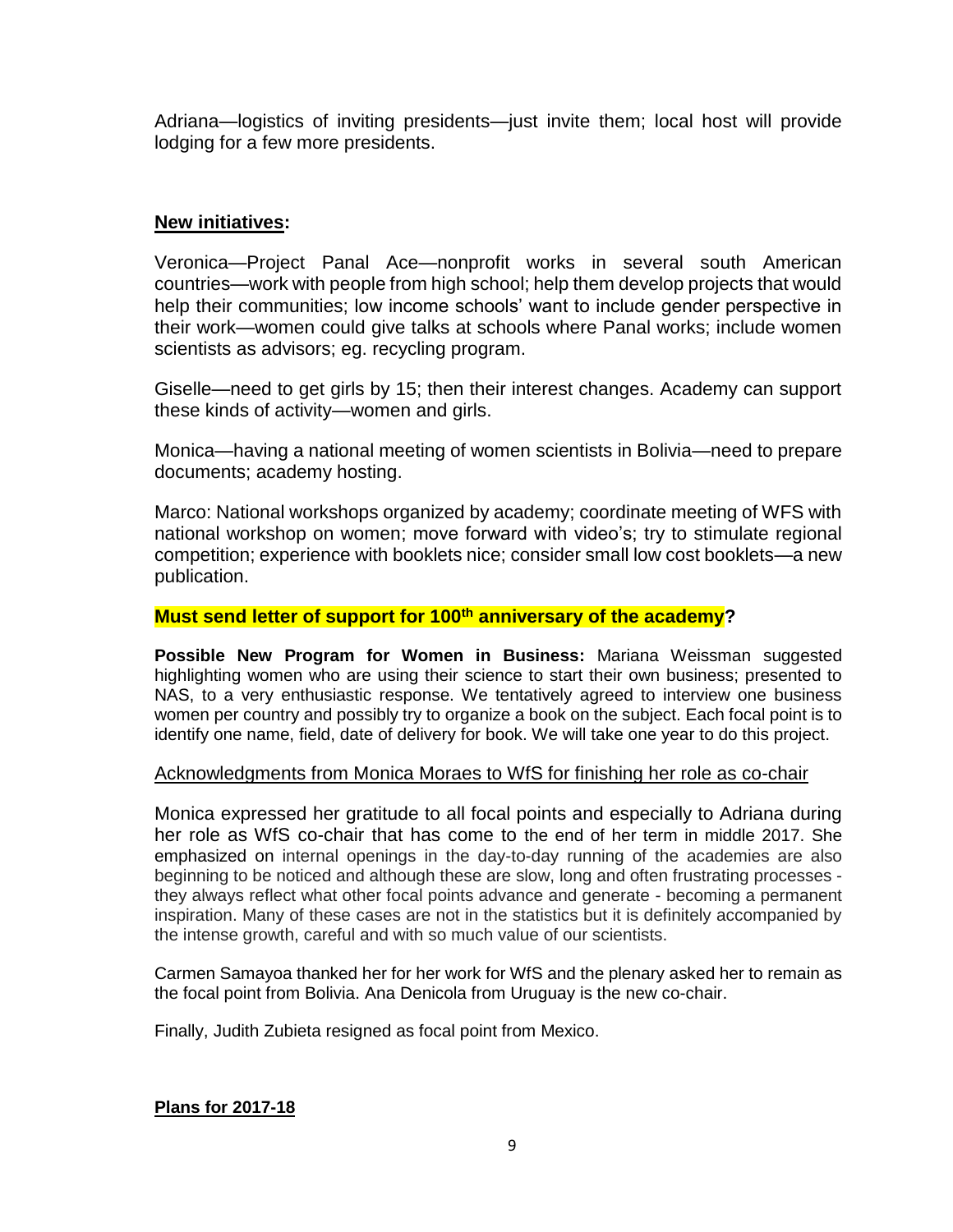Adriana—logistics of inviting presidents—just invite them; local host will provide lodging for a few more presidents.

**New initiatives:**

Veronica—Project Panal Ace—nonprofit works in several south American countries—work with people from high school; help them develop projects that would help their communities; low income schools' want to include gender perspective in their work—women could give talks at schools where Panal works; include women scientists as advisors; eg. recycling program.

Giselle—need to get girls by 15; then their interest changes. Academy can support these kinds of activity—women and girls.

Monica—having a national meeting of women scientists in Bolivia—need to prepare documents; academy hosting.

Marco: National workshops organized by academy; coordinate meeting of WFS with national workshop on women; move forward with video's; try to stimulate regional competition; experience with booklets nice; consider small low cost booklets—a new publication.

**Must send letter of support for 100th anniversary of the academy?**

**Possible New Program for Women in Business:** Mariana Weissman suggested highlighting women who are using their science to start their own business; presented to NAS, to a very enthusiastic response. We tentatively agreed to interview one business women per country and possibly try to organize a book on the subject. Each focal point is to identify one name, field, date of delivery for book. We will take one year to do this project.

Acknowledgments from Monica Moraes to WfS for finishing her role as co-chair

Monica expressed her gratitude to all focal points and especially to Adriana during her role as WfS co-chair that has come to the end of her term in middle 2017. She emphasized on internal openings in the day-to-day running of the academies are also beginning to be noticed and although these are slow, long and often frustrating processes - they always reflect what other focal points advance and generate - becoming a permanent inspiration. Many of these cases are not in the statistics but it is definitely accompanied by the intense growth, careful and with so much value of our scientists.

Carmen Samayoa thanked her for her work for WfS and the plenary asked her to remain as the focal point from Bolivia. Ana Denicola from Uruguay is the new co-chair.

Finally, Judith Zubieta resigned as focal point from Mexico.

**Plans for 2017-18**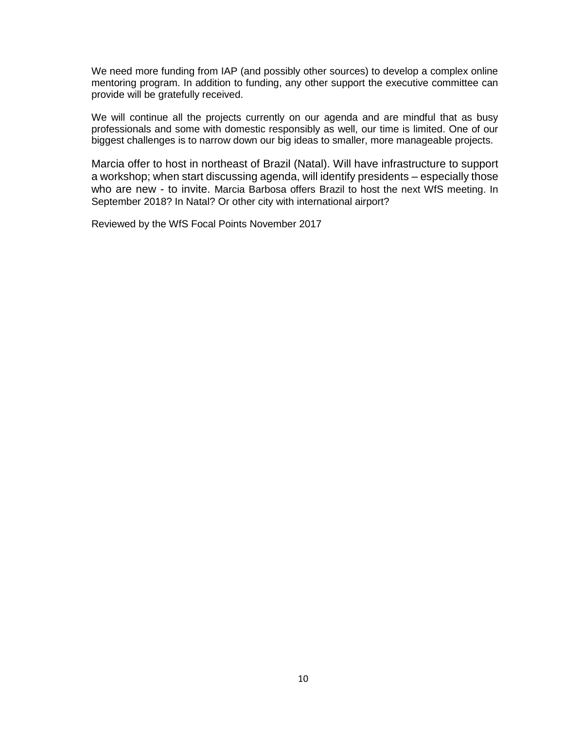We need more funding from IAP (and possibly other sources) to develop a complex online mentoring program. In addition to funding, any other support the executive committee can provide will be gratefully received.

We will continue all the projects currently on our agenda and are mindful that as busy professionals and some with domestic responsibly as well, our time is limited. One of our biggest challenges is to narrow down our big ideas to smaller, more manageable projects.

Marcia offer to host in northeast of Brazil (Natal). Will have infrastructure to support a workshop; when start discussing agenda, will identify presidents – especially those who are new - to invite. Marcia Barbosa offers Brazil to host the next WfS meeting. In September 2018? In Natal? Or other city with international airport?

Reviewed by the WfS Focal Points November 2017